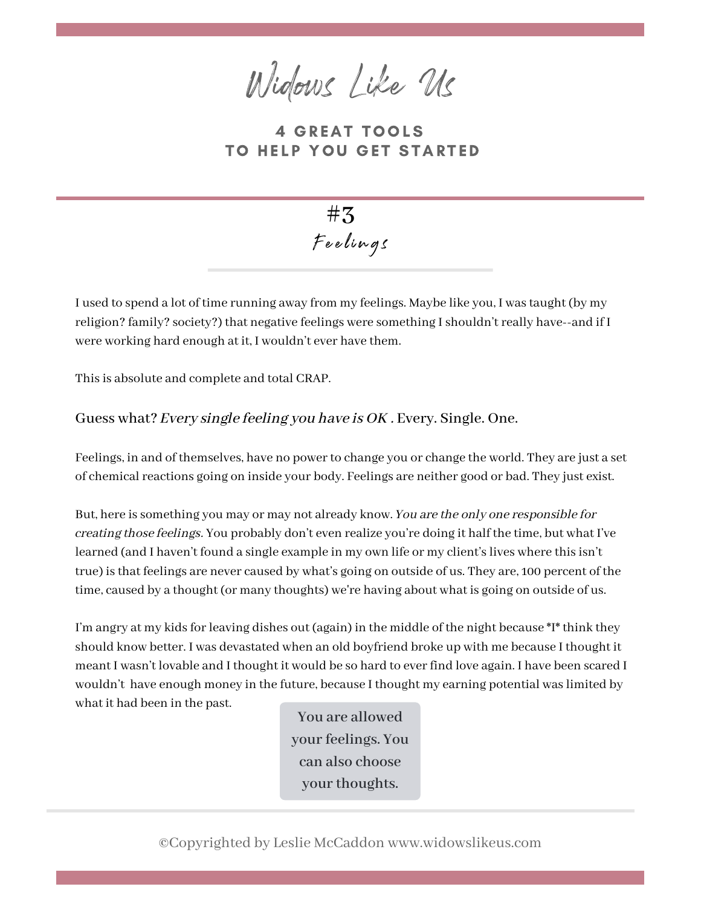# Widows Like Us

## 4 GREAT TOOLS TO HELP YOU GET STARTED

## #3 Feelings

I used to spend a lot of time running away from my feelings. Maybe like you, I was taught (by my religion? family? society?) that negative feelings were something I shouldn't really have--and if I were working hard enough at it, I wouldn't ever have them.

This is absolute and complete and total CRAP.

Guess what? *Every single feeling you have is OK .* Every. Single. One.

Feelings, in and of themselves, have no power to change you or change the world. They are just a set of chemical reactions going on inside your body. Feelings are neither good or bad. They just exist.

But, here is something you may or may not already know. *You are the only one responsible for creating those feelings.* You probably don't even realize you're doing it half the time, but what I've learned (and I haven't found a single example in my own life or my client's lives where this isn't true) is that feelings are never caused by what's going on outside of us. They are, 100 percent of the time, caused by a thought (or many thoughts) we're having about what is going on outside of us.

I'm angry at my kids for leaving dishes out (again) in the middle of the night because *I* think they should know better. I was devastated when an old boyfriend broke up with me because I thought it meant I wasn't lovable and I thought it would be so hard to ever find love again. I have been scared I wouldn't have enough money in the future, because I thought my earning potential was limited by what it had been in the past.

> You are allowed your feelings. You can also choose your thoughts.

©Copyrighted by Leslie McCaddon www.widowslikeus.com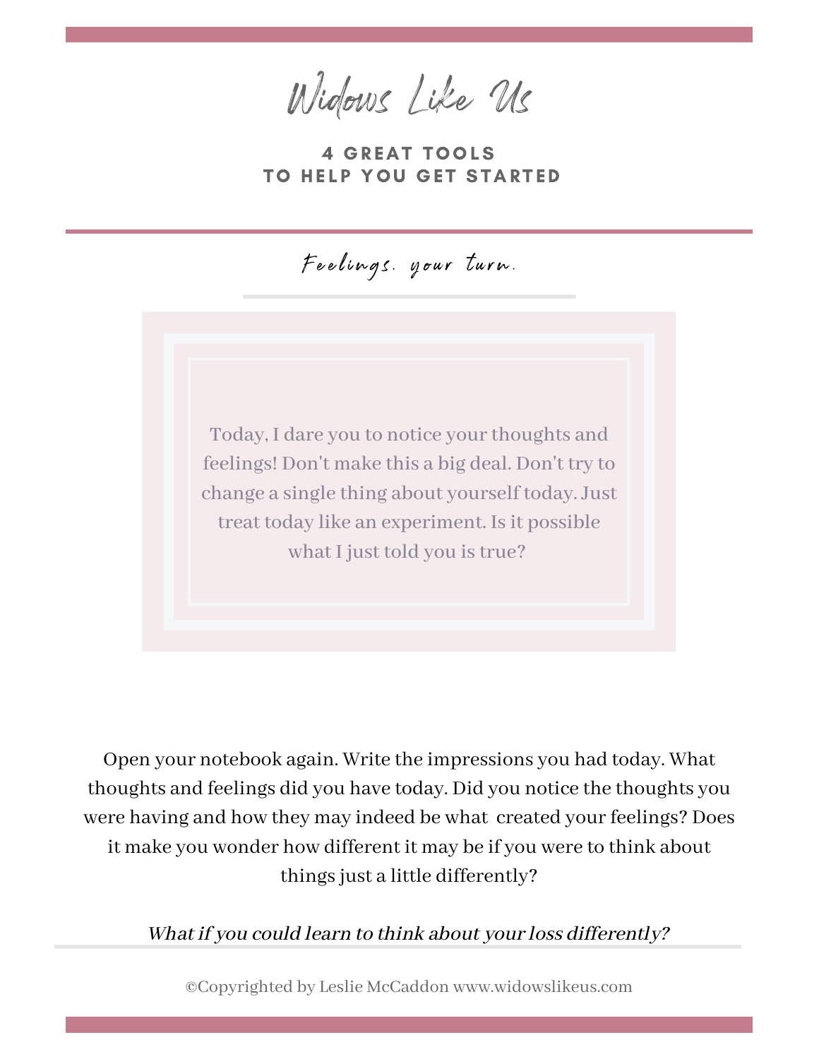# Widows Like Us

## 4 GREAT TOOLS TO HELP YOU GET STARTED

### Feelings. your turn.

Today, I dare you to notice your thoughts and feelings! Don't make this a big deal. Don't try to change a single thing about yourself today. Just treat today like an experiment. Is it possible what I just told you is true?

Open your notebook again. Write the impressions you had today. What thoughts and feelings did you have today. Did you notice the thoughts you were having and how they may indeed be what created your feelings? Does it make you wonder how different it may be if you were to think about things just a little differently?

*What if you could learn to think about your loss differently?*

©Copyrighted by Leslie McCaddon www.widowslikeus.com